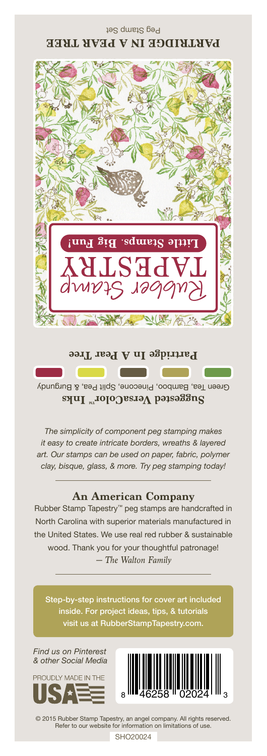Peg Stamp Set

**PARTRIDGE IN A PEAR TREE**

Rubber Stamp TAPESTRY

**Little Stamps. Big Fun!**

**Partridge In A Pear Tree**

**Suggested VersaColor™ Inks**

Green Tea, Bamboo, Pinecone, Split Pea, & Burgundy

*The simplicity of component peg stamping makes it easy to create intricate borders, wreaths & layered art. Our stamps can be used on paper, fabric, polymer clay, bisque, glass, & more. Try peg stamping today!*

## An American Company

Rubber Stamp Tapestry™ peg stamps are handcrafted in North Carolina with superior materials manufactured in the United States. We use real red rubber & sustainable wood. Thank you for your thoughtful patronage!

*— The Walton Family*

Step-by-step instructions for cover art included inside. For project ideas, tips, & tutorials visit us at RubberStampTapestry.com.

*Find us on Pinterest & other Social Media*

PROUDLY MADE IN THE USA

8 46258 02024 3

© 2015 Rubber Stamp Tapestry, an angel company. All rights reserved. Refer to our website for information on limitations of use.

SHO20024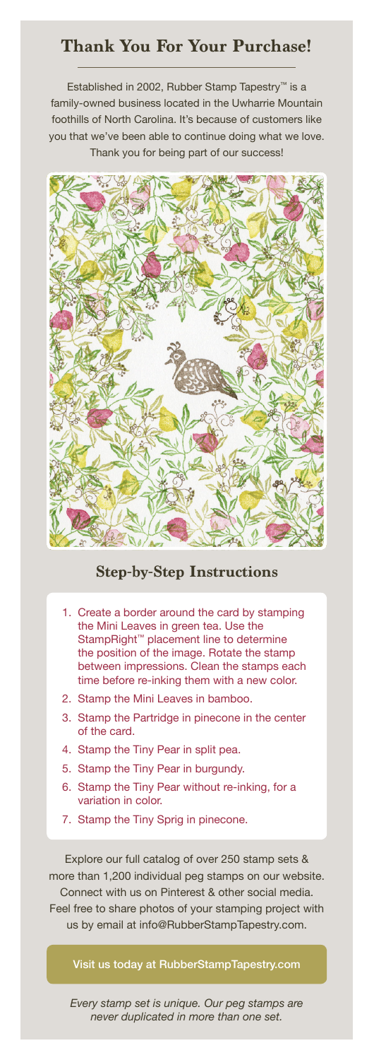## Thank You For Your Purchase!

Established in 2002, Rubber Stamp Tapestry™ is a family-owned business located in the Uwharrie Mountain foothills of North Carolina. It's because of customers like you that we've been able to continue doing what we love. Thank you for being part of our success!

## Step-by-Step Instructions

1. Create a border around the card by stamping the Mini Leaves in green tea. Use the StampRight™ placement line to determine the position of the image. Rotate the stamp between impressions. Clean the stamps each time before re-inking them with a new color.
2. Stamp the Mini Leaves in bamboo.
3. Stamp the Partridge in pinecone in the center of the card.
4. Stamp the Tiny Pear in split pea.
5. Stamp the Tiny Pear in burgundy.
6. Stamp the Tiny Pear without re-inking, for a variation in color.
7. Stamp the Tiny Sprig in pinecone.

Explore our full catalog of over 250 stamp sets & more than 1,200 individual peg stamps on our website. Connect with us on Pinterest & other social media. Feel free to share photos of your stamping project with us by email at info@RubberStampTapestry.com.

Visit us today at RubberStampTapestry.com

*Every stamp set is unique. Our peg stamps are never duplicated in more than one set.*